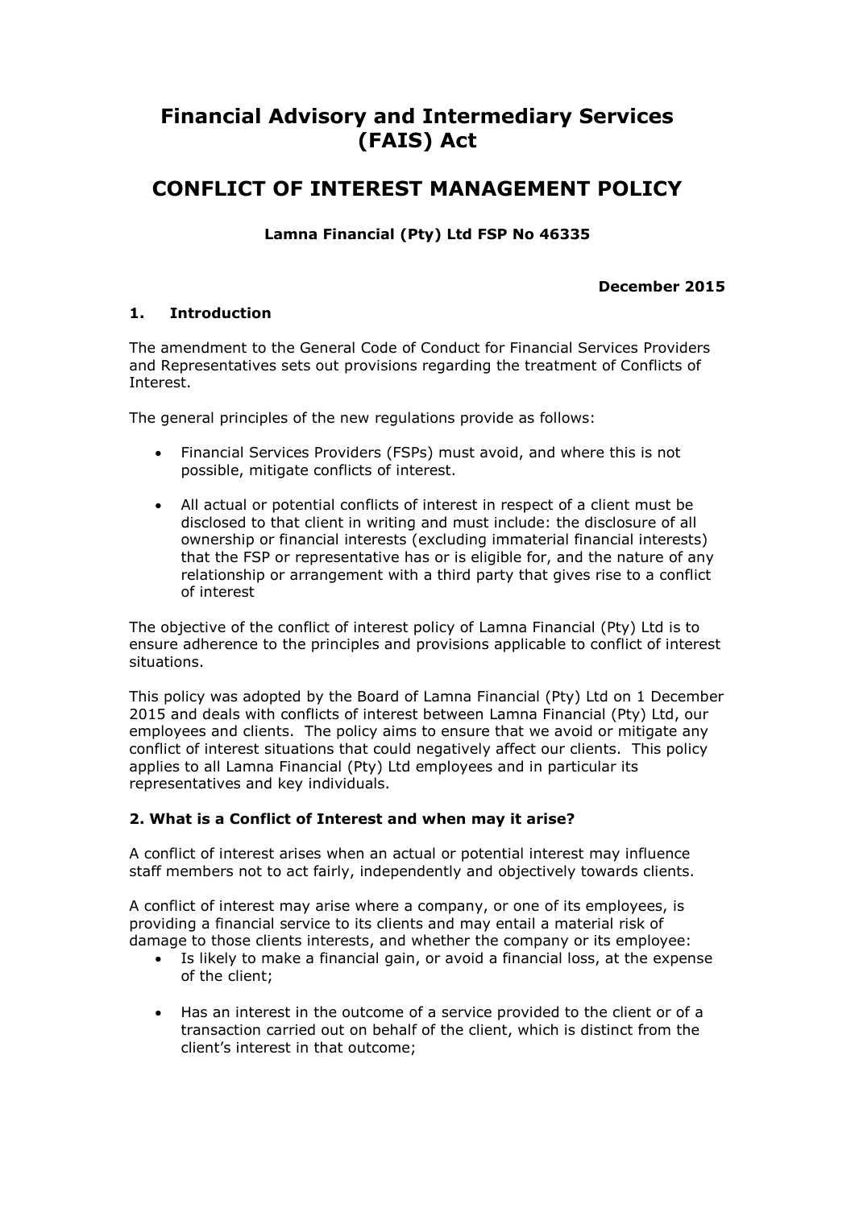# Financial Advisory and Intermediary Services (FAIS) Act

# CONFLICT OF INTEREST MANAGEMENT POLICY

**Lamna Financial (Pty) Ltd FSP No 46335**

**December 2015**

## 1. Introduction

The amendment to the General Code of Conduct for Financial Services Providers and Representatives sets out provisions regarding the treatment of Conflicts of Interest.

The general principles of the new regulations provide as follows:

- Financial Services Providers (FSPs) must avoid, and where this is not possible, mitigate conflicts of interest.
- All actual or potential conflicts of interest in respect of a client must be disclosed to that client in writing and must include: the disclosure of all ownership or financial interests (excluding immaterial financial interests) that the FSP or representative has or is eligible for, and the nature of any relationship or arrangement with a third party that gives rise to a conflict of interest

The objective of the conflict of interest policy of Lamna Financial (Pty) Ltd is to ensure adherence to the principles and provisions applicable to conflict of interest situations.

This policy was adopted by the Board of Lamna Financial (Pty) Ltd on 1 December 2015 and deals with conflicts of interest between Lamna Financial (Pty) Ltd, our employees and clients. The policy aims to ensure that we avoid or mitigate any conflict of interest situations that could negatively affect our clients. This policy applies to all Lamna Financial (Pty) Ltd employees and in particular its representatives and key individuals.

## 2. What is a Conflict of Interest and when may it arise?

A conflict of interest arises when an actual or potential interest may influence staff members not to act fairly, independently and objectively towards clients.

A conflict of interest may arise where a company, or one of its employees, is providing a financial service to its clients and may entail a material risk of damage to those clients interests, and whether the company or its employee:

- Is likely to make a financial gain, or avoid a financial loss, at the expense of the client;
- Has an interest in the outcome of a service provided to the client or of a transaction carried out on behalf of the client, which is distinct from the client's interest in that outcome;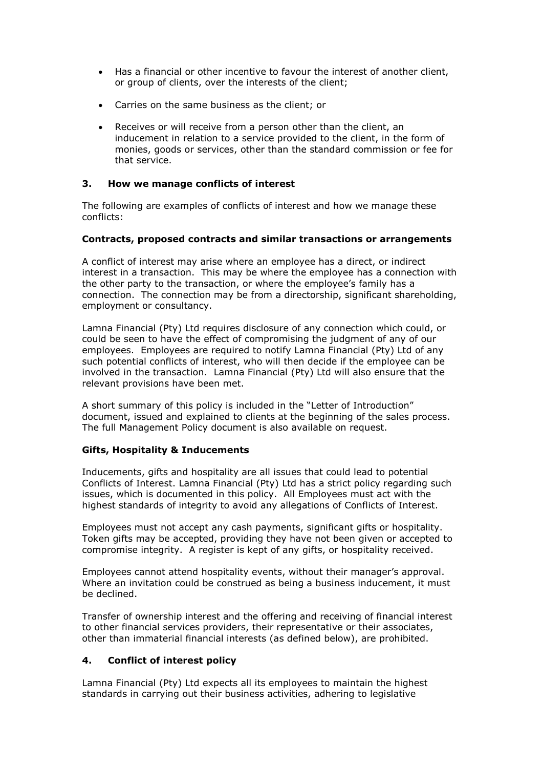- Has a financial or other incentive to favour the interest of another client, or group of clients, over the interests of the client;
- Carries on the same business as the client; or
- Receives or will receive from a person other than the client, an inducement in relation to a service provided to the client, in the form of monies, goods or services, other than the standard commission or fee for that service.

## 3. How we manage conflicts of interest

The following are examples of conflicts of interest and how we manage these conflicts:

**Contracts, proposed contracts and similar transactions or arrangements**

A conflict of interest may arise where an employee has a direct, or indirect interest in a transaction. This may be where the employee has a connection with the other party to the transaction, or where the employee's family has a connection. The connection may be from a directorship, significant shareholding, employment or consultancy.

Lamna Financial (Pty) Ltd requires disclosure of any connection which could, or could be seen to have the effect of compromising the judgment of any of our employees. Employees are required to notify Lamna Financial (Pty) Ltd of any such potential conflicts of interest, who will then decide if the employee can be involved in the transaction. Lamna Financial (Pty) Ltd will also ensure that the relevant provisions have been met.

A short summary of this policy is included in the "Letter of Introduction" document, issued and explained to clients at the beginning of the sales process. The full Management Policy document is also available on request.

**Gifts, Hospitality & Inducements**

Inducements, gifts and hospitality are all issues that could lead to potential Conflicts of Interest. Lamna Financial (Pty) Ltd has a strict policy regarding such issues, which is documented in this policy. All Employees must act with the highest standards of integrity to avoid any allegations of Conflicts of Interest.

Employees must not accept any cash payments, significant gifts or hospitality. Token gifts may be accepted, providing they have not been given or accepted to compromise integrity. A register is kept of any gifts, or hospitality received.

Employees cannot attend hospitality events, without their manager's approval. Where an invitation could be construed as being a business inducement, it must be declined.

Transfer of ownership interest and the offering and receiving of financial interest to other financial services providers, their representative or their associates, other than immaterial financial interests (as defined below), are prohibited.

## 4. Conflict of interest policy

Lamna Financial (Pty) Ltd expects all its employees to maintain the highest standards in carrying out their business activities, adhering to legislative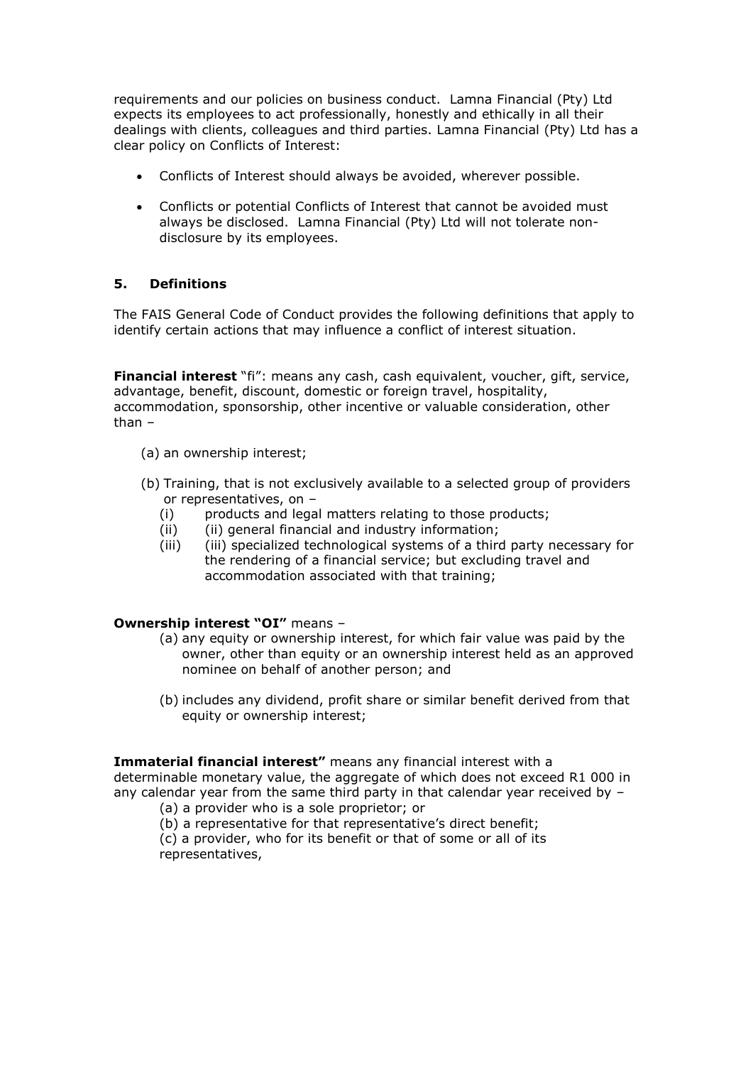requirements and our policies on business conduct. Lamna Financial (Pty) Ltd expects its employees to act professionally, honestly and ethically in all their dealings with clients, colleagues and third parties. Lamna Financial (Pty) Ltd has a clear policy on Conflicts of Interest:

- Conflicts of Interest should always be avoided, wherever possible.
- Conflicts or potential Conflicts of Interest that cannot be avoided must always be disclosed. Lamna Financial (Pty) Ltd will not tolerate non-disclosure by its employees.

## 5. Definitions

The FAIS General Code of Conduct provides the following definitions that apply to identify certain actions that may influence a conflict of interest situation.

**Financial interest** "fi": means any cash, cash equivalent, voucher, gift, service, advantage, benefit, discount, domestic or foreign travel, hospitality, accommodation, sponsorship, other incentive or valuable consideration, other than –

(a) an ownership interest;

(b) Training, that is not exclusively available to a selected group of providers or representatives, on –
  (i) products and legal matters relating to those products;
  (ii) (ii) general financial and industry information;
  (iii) (iii) specialized technological systems of a third party necessary for the rendering of a financial service; but excluding travel and accommodation associated with that training;

**Ownership interest "OI"** means –

(a) any equity or ownership interest, for which fair value was paid by the owner, other than equity or an ownership interest held as an approved nominee on behalf of another person; and

(b) includes any dividend, profit share or similar benefit derived from that equity or ownership interest;

**Immaterial financial interest"** means any financial interest with a determinable monetary value, the aggregate of which does not exceed R1 000 in any calendar year from the same third party in that calendar year received by –

(a) a provider who is a sole proprietor; or

(b) a representative for that representative's direct benefit;

(c) a provider, who for its benefit or that of some or all of its representatives,